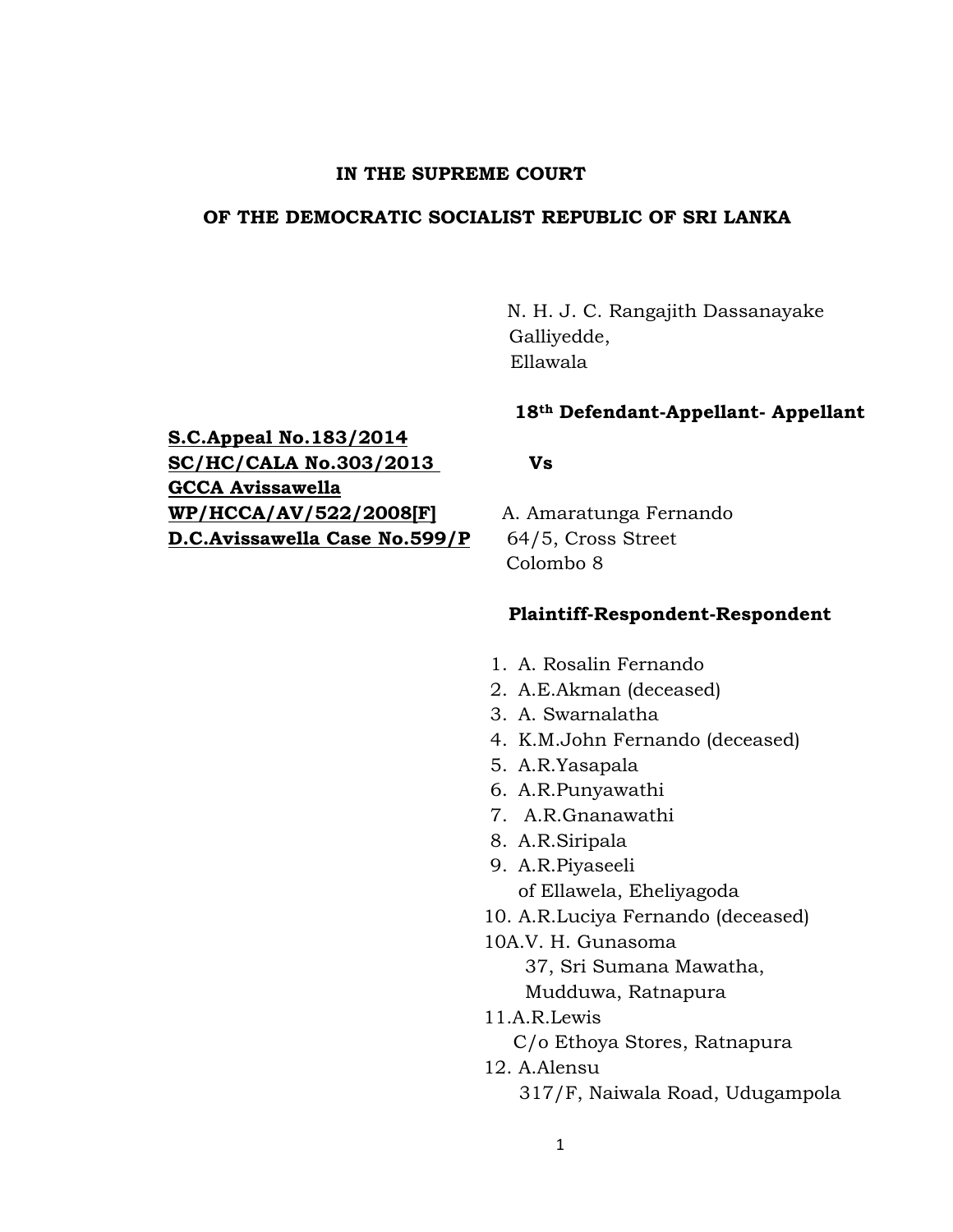**IN THE SUPREME COURT**

**OF THE DEMOCRATIC SOCIALIST REPUBLIC OF SRI LANKA**

N. H. J. C. Rangajith Dassanayake
Galliyedde,
Ellawala

**18th Defendant-Appellant- Appellant**

**S.C.Appeal No.183/2014**
**SC/HC/CALA No.303/2013**
**GCCA Avissawella**
**WP/HCCA/AV/522/2008[F]**
**D.C.Avissawella Case No.599/P**

**Vs**

A. Amaratunga Fernando
64/5, Cross Street
Colombo 8

**Plaintiff-Respondent-Respondent**

1. A. Rosalin Fernando
2. A.E.Akman (deceased)
3. A. Swarnalatha
4. K.M.John Fernando (deceased)
5. A.R.Yasapala
6. A.R.Punyawathi
7. A.R.Gnanawathi
8. A.R.Siripala
9. A.R.Piyaseeli
   of Ellawela, Eheliyagoda
10. A.R.Luciya Fernando (deceased)

10A.V. H. Gunasoma
37, Sri Sumana Mawatha,
Mudduwa, Ratnapura

11.A.R.Lewis
C/o Ethoya Stores, Ratnapura

12. A.Alensu
317/F, Naiwala Road, Udugampola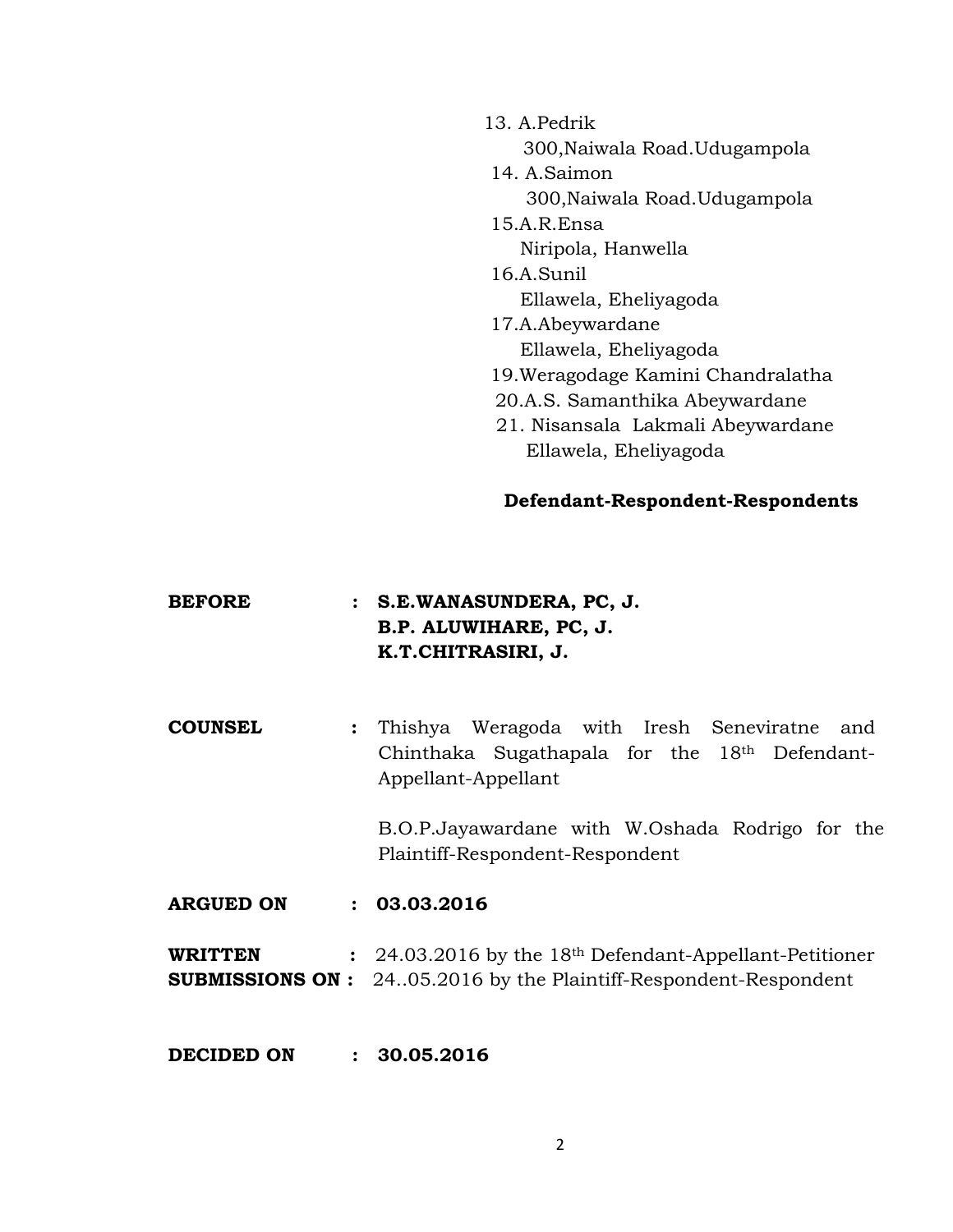13. A.Pedrik
    300,Naiwala Road.Udugampola
14. A.Saimon
    300,Naiwala Road.Udugampola
15. A.R.Ensa
    Niripola, Hanwella
16. A.Sunil
    Ellawela, Eheliyagoda
17. A.Abeywardane
    Ellawela, Eheliyagoda
19. Weragodage Kamini Chandralatha
20. A.S. Samanthika Abeywardane
21. Nisansala Lakmali Abeywardane
    Ellawela, Eheliyagoda

**Defendant-Respondent-Respondents**

**BEFORE** : **S.E.WANASUNDERA, PC, J.**
**B.P. ALUWIHARE, PC, J.**
**K.T.CHITRASIRI, J.**

**COUNSEL** : Thishya Weragoda with Iresh Seneviratne and Chinthaka Sugathapala for the 18th Defendant-Appellant-Appellant

B.O.P.Jayawardane with W.Oshada Rodrigo for the Plaintiff-Respondent-Respondent

**ARGUED ON** : **03.03.2016**

**WRITTEN SUBMISSIONS ON** : 24.03.2016 by the 18th Defendant-Appellant-Petitioner
24..05.2016 by the Plaintiff-Respondent-Respondent

**DECIDED ON** : **30.05.2016**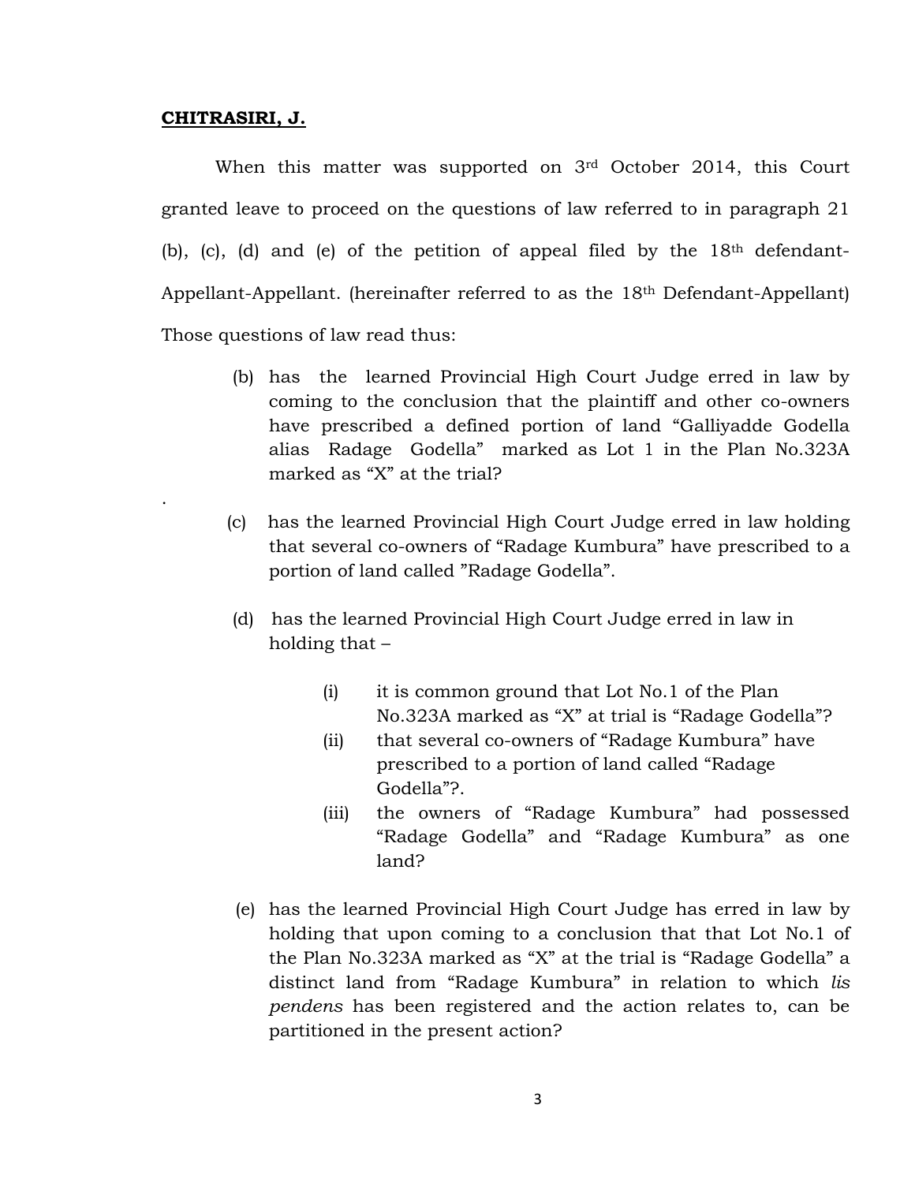**CHITRASIRI, J.**

When this matter was supported on 3rd October 2014, this Court granted leave to proceed on the questions of law referred to in paragraph 21 (b), (c), (d) and (e) of the petition of appeal filed by the 18th defendant-Appellant-Appellant. (hereinafter referred to as the 18th Defendant-Appellant) Those questions of law read thus:

(b) has the learned Provincial High Court Judge erred in law by coming to the conclusion that the plaintiff and other co-owners have prescribed a defined portion of land "Galliyadde Godella alias Radage Godella" marked as Lot 1 in the Plan No.323A marked as "X" at the trial?

.

(c) has the learned Provincial High Court Judge erred in law holding that several co-owners of "Radage Kumbura" have prescribed to a portion of land called "Radage Godella".

(d) has the learned Provincial High Court Judge erred in law in holding that –

(i) it is common ground that Lot No.1 of the Plan No.323A marked as "X" at trial is "Radage Godella"?

(ii) that several co-owners of "Radage Kumbura" have prescribed to a portion of land called "Radage Godella"?.

(iii) the owners of "Radage Kumbura" had possessed "Radage Godella" and "Radage Kumbura" as one land?

(e) has the learned Provincial High Court Judge has erred in law by holding that upon coming to a conclusion that that Lot No.1 of the Plan No.323A marked as "X" at the trial is "Radage Godella" a distinct land from "Radage Kumbura" in relation to which *lis pendens* has been registered and the action relates to, can be partitioned in the present action?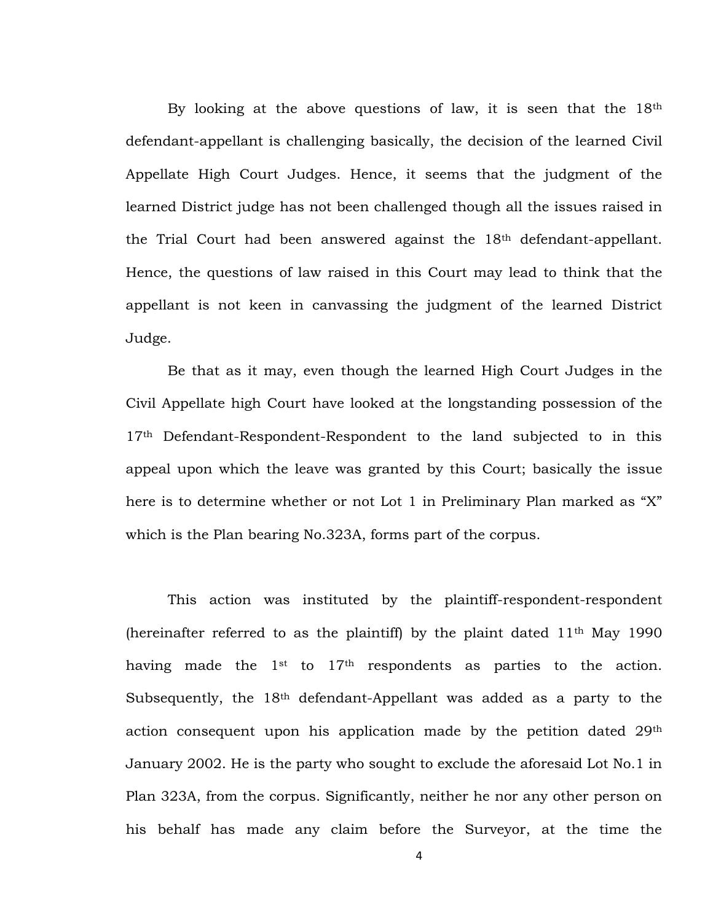By looking at the above questions of law, it is seen that the 18th defendant-appellant is challenging basically, the decision of the learned Civil Appellate High Court Judges. Hence, it seems that the judgment of the learned District judge has not been challenged though all the issues raised in the Trial Court had been answered against the 18th defendant-appellant. Hence, the questions of law raised in this Court may lead to think that the appellant is not keen in canvassing the judgment of the learned District Judge.

Be that as it may, even though the learned High Court Judges in the Civil Appellate high Court have looked at the longstanding possession of the 17th Defendant-Respondent-Respondent to the land subjected to in this appeal upon which the leave was granted by this Court; basically the issue here is to determine whether or not Lot 1 in Preliminary Plan marked as "X" which is the Plan bearing No.323A, forms part of the corpus.

This action was instituted by the plaintiff-respondent-respondent (hereinafter referred to as the plaintiff) by the plaint dated 11th May 1990 having made the 1st to 17th respondents as parties to the action. Subsequently, the 18th defendant-Appellant was added as a party to the action consequent upon his application made by the petition dated 29th January 2002. He is the party who sought to exclude the aforesaid Lot No.1 in Plan 323A, from the corpus. Significantly, neither he nor any other person on his behalf has made any claim before the Surveyor, at the time the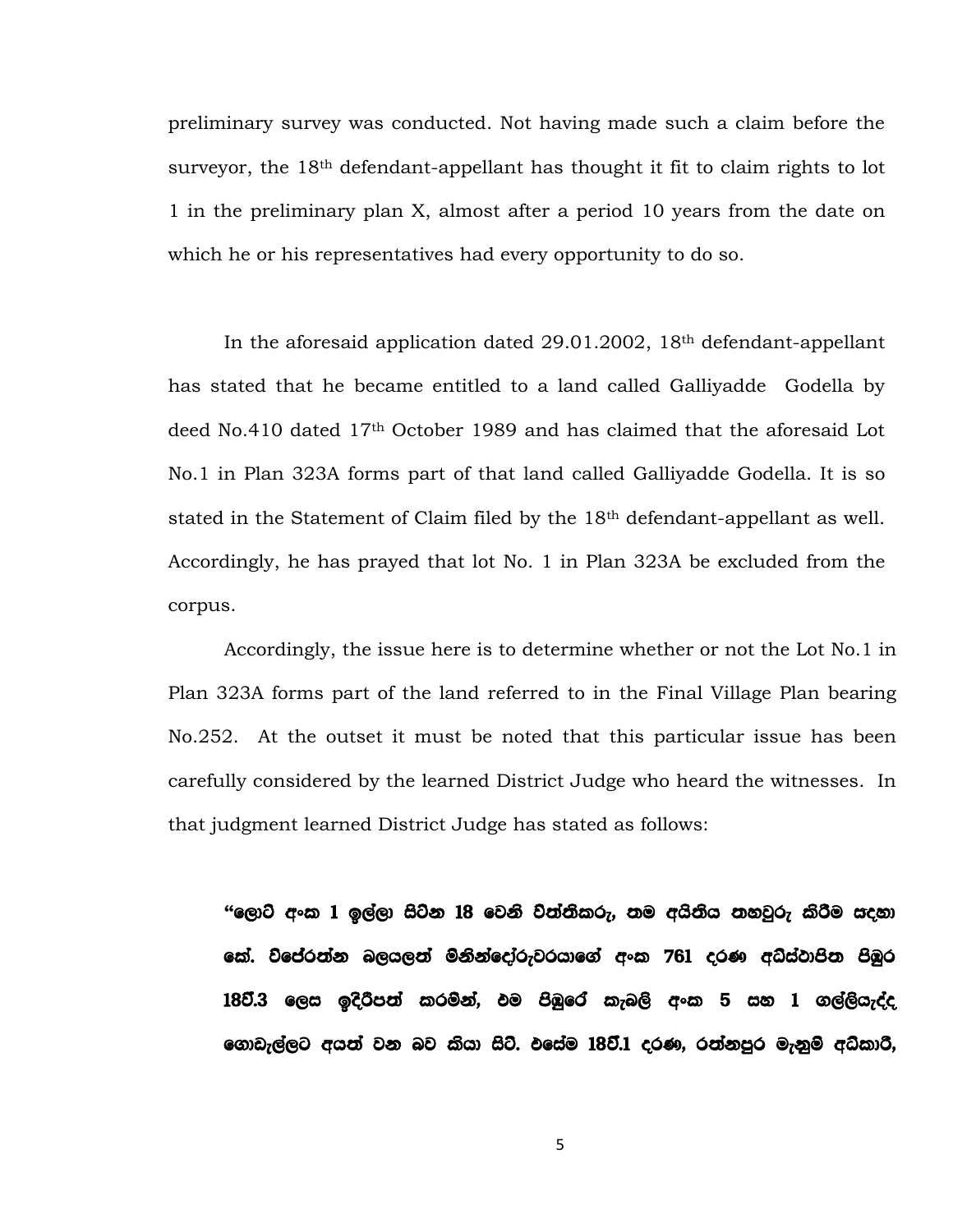preliminary survey was conducted. Not having made such a claim before the surveyor, the 18th defendant-appellant has thought it fit to claim rights to lot 1 in the preliminary plan X, almost after a period 10 years from the date on which he or his representatives had every opportunity to do so.

In the aforesaid application dated 29.01.2002, 18th defendant-appellant has stated that he became entitled to a land called Galliyadde Godella by deed No.410 dated 17th October 1989 and has claimed that the aforesaid Lot No.1 in Plan 323A forms part of that land called Galliyadde Godella. It is so stated in the Statement of Claim filed by the 18th defendant-appellant as well. Accordingly, he has prayed that lot No. 1 in Plan 323A be excluded from the corpus.

Accordingly, the issue here is to determine whether or not the Lot No.1 in Plan 323A forms part of the land referred to in the Final Village Plan bearing No.252. At the outset it must be noted that this particular issue has been carefully considered by the learned District Judge who heard the witnesses. In that judgment learned District Judge has stated as follows:

**"ලොට් අංක 1 ඉල්ලා සිටින 18 වෙනි විත්තිකරු, තම අයිතිය තහවුරු කිරීම සඳහා කේ. විජේරත්න බලයලත් මිනින්දෝරුවරයාගේ අංක 761 දරණ අධිස්ථාපිත පිඹුර 18වි.3 ලෙස ඉදිරිපත් කරමින්, එම පිඹුරේ කැබලි අංක 5 සහ 1 ගල්ලියැද්ද ගොඩැල්ලට අයත් වන බව කියා සිටී. එසේම 18වි.1 දරණ, රත්නපුර මැනුම් අධිකාරි,**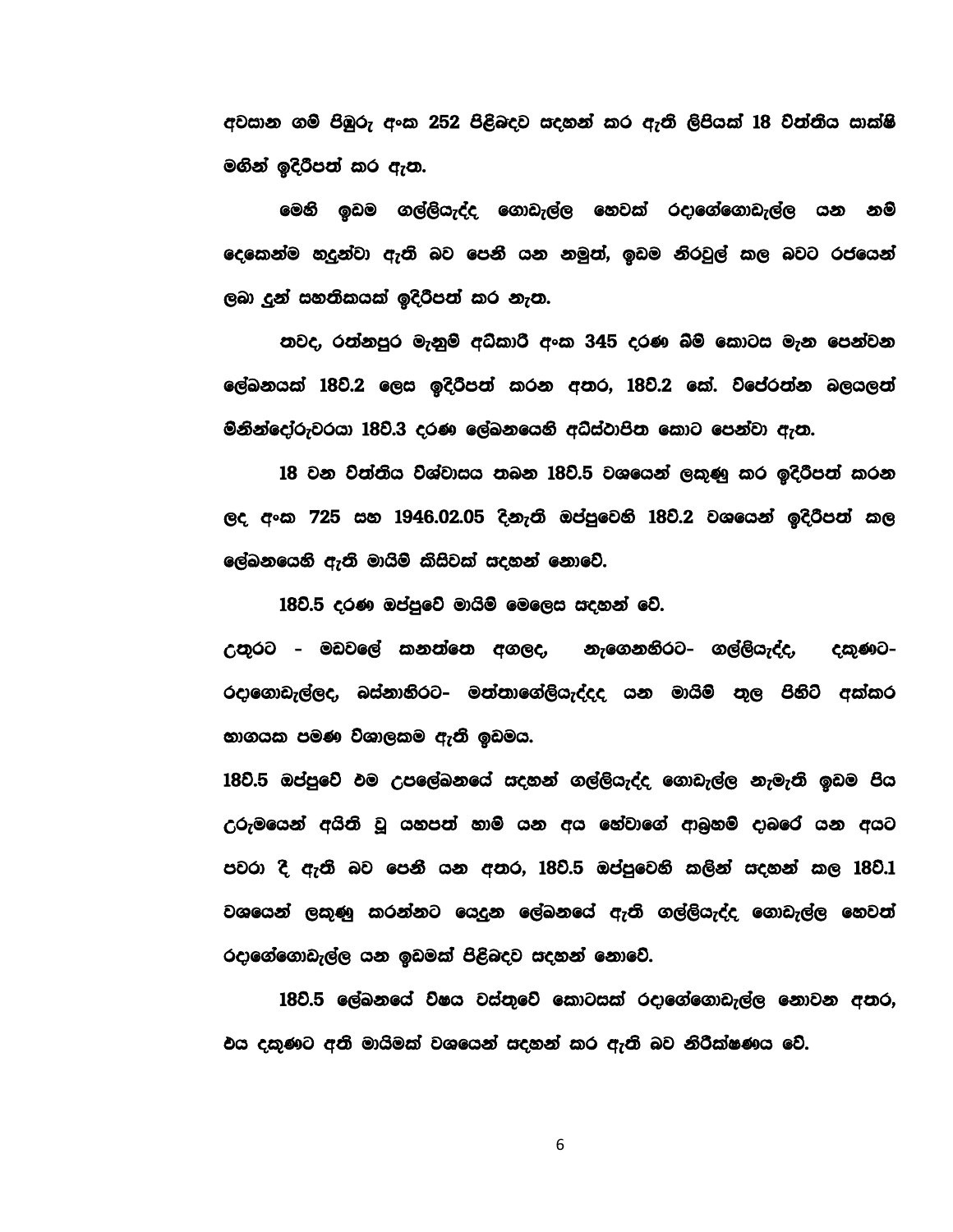අවසාන ගම් පිඹුරු අංක 252 පිළිබඳව සඳහන් කර ඇති ලිපියක් 18 විත්තිය සාක්ෂි මගින් ඉදිරිපත් කර ඇත.

මෙහි ඉඩම ගල්ලියැද්ද ගොඩැල්ල හෙවත් රදාගේගොඩැල්ල යන නම් දෙකෙන්ම හඳුන්වා ඇති බව පෙනී යන නමුත්, ඉඩම නිරවුල් කල බවට රජයෙන් ලබා දුන් සහතිකයක් ඉදිරිපත් කර නැත.

තවද, රත්නපුර මැනුම් අධිකාරී අංක 345 දරණ බිම් කොටස මැන පෙන්වන ලේඛනයක් 18වි.2 ලෙස ඉදිරිපත් කරන අතර, 18වි.2 කේ. විජේරත්න බලයලත් මිනින්දෝරුවරයා 18වි.3 දරණ ලේඛනයෙහි අධිස්ථාපිත කොට පෙන්වා ඇත.

18 වන විත්තිය විශ්වාසය තබන 18වි.5 වශයෙන් ලකුණු කර ඉදිරිපත් කරන ලද අංක 725 සහ 1946.02.05 දිනැති ඔප්පුවෙහි 18වි.2 වශයෙන් ඉදිරිපත් කල ලේඛනයෙහි ඇති මායිම් කිසිවක් සඳහන් නොවේ.

18වි.5 දරණ ඔප්පුවේ මායිම් මෙලෙස සඳහන් වේ.

උතුරට - මඩවලේ කනත්තෙ අගලද, නැගෙනහිරට- ගල්ලියැද්ද, දකුණට- රදාගොඩැල්ලද, බස්නාහිරට- මත්තාගේලියැද්දද යන මායිම් තුල පිහිටි අක්කර භාගයක පමණ විශාලකම ඇති ඉඩමය.

18වි.5 ඔප්පුවේ එම උපලේඛනයේ සඳහන් ගල්ලියැද්ද ගොඩැල්ල නැමැති ඉඩම පිය උරුමයෙන් අයිති වූ යහපත් හාමි යන අය හේවාගේ ආබ්‍රහම් දාබරේ යන අයට පවරා දී ඇති බව පෙනී යන අතර, 18වි.5 ඔප්පුවෙහි කලින් සඳහන් කල 18වි.1 වශයෙන් ලකුණු කරන්නට යෙදුන ලේඛනයේ ඇති ගල්ලියැද්ද ගොඩැල්ල හෙවත් රදාගේගොඩැල්ල යන ඉඩමක් පිළිබඳව සඳහන් නොවේ.

18වි.5 ලේඛනයේ විෂය වස්තුවේ කොටසක් රදාගේගොඩැල්ල නොවන අතර, එය දකුණට ඇති මායිමක් වශයෙන් සඳහන් කර ඇති බව නිරීක්ෂණය වේ.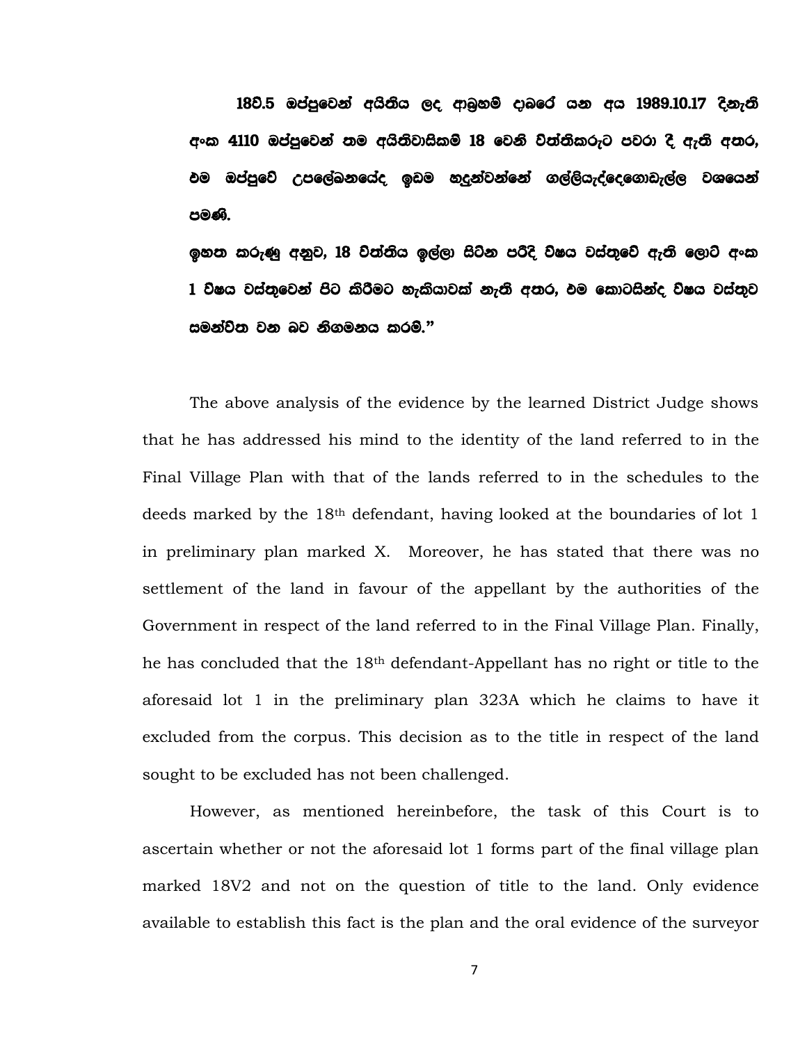**18වි.5 ඔප්පුවෙන් අයිතිය ලද ආබුහම් දාබරේ යන අය 1989.10.17 දිනැති අංක 4110 ඔප්පුවෙන් තම අයිතිවාසිකම් 18 වෙනි විත්තිකරුට පවරා දී ඇති අතර, එම ඔප්පුවේ උපලේඛනයේද ඉඩම හඳුන්වන්නේ ගල්ලියැද්දෙගොඩැල්ල වශයෙන් පමණි.**

**ඉහත කරුණු අනුව, 18 විත්තිය ඉල්ලා සිටින පරිදි විෂය වස්තුවේ ඇති ලොට් අංක 1 විෂය වස්තුවෙන් පිට කිරීමට හැකියාවක් නැති අතර, එම කොටසින්ද විෂය වස්තුව සමන්විත වන බව නිගමනය කරමි."**

The above analysis of the evidence by the learned District Judge shows that he has addressed his mind to the identity of the land referred to in the Final Village Plan with that of the lands referred to in the schedules to the deeds marked by the 18th defendant, having looked at the boundaries of lot 1 in preliminary plan marked X. Moreover, he has stated that there was no settlement of the land in favour of the appellant by the authorities of the Government in respect of the land referred to in the Final Village Plan. Finally, he has concluded that the 18th defendant-Appellant has no right or title to the aforesaid lot 1 in the preliminary plan 323A which he claims to have it excluded from the corpus. This decision as to the title in respect of the land sought to be excluded has not been challenged.

However, as mentioned hereinbefore, the task of this Court is to ascertain whether or not the aforesaid lot 1 forms part of the final village plan marked 18V2 and not on the question of title to the land. Only evidence available to establish this fact is the plan and the oral evidence of the surveyor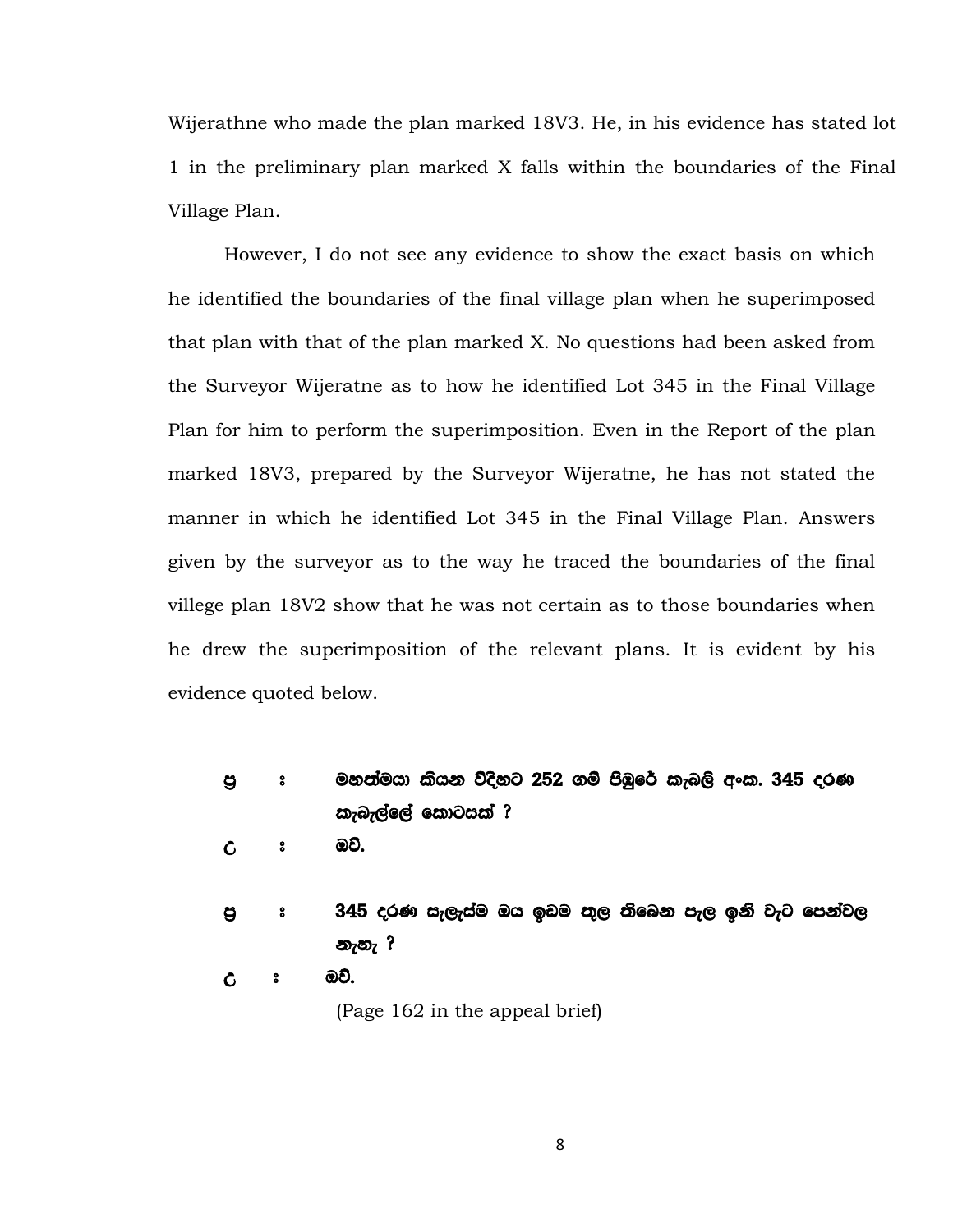Wijerathne who made the plan marked 18V3. He, in his evidence has stated lot 1 in the preliminary plan marked X falls within the boundaries of the Final Village Plan.

However, I do not see any evidence to show the exact basis on which he identified the boundaries of the final village plan when he superimposed that plan with that of the plan marked X. No questions had been asked from the Surveyor Wijeratne as to how he identified Lot 345 in the Final Village Plan for him to perform the superimposition. Even in the Report of the plan marked 18V3, prepared by the Surveyor Wijeratne, he has not stated the manner in which he identified Lot 345 in the Final Village Plan. Answers given by the surveyor as to the way he traced the boundaries of the final villege plan 18V2 show that he was not certain as to those boundaries when he drew the superimposition of the relevant plans. It is evident by his evidence quoted below.

**ප්‍ර : මහත්මයා කියන විදිහට 252 ගම් පිඹුරේ කැබලි අංක. 345 දරණ කැබැල්ලේ කොටසක් ?**

**උ : ඔව්.**

**ප්‍ර : 345 දරණ සැලැස්ම ඔය ඉඩම තුල තිබෙන පැල ඉනි වැට පෙන්වල නැහැ ?**

**උ : ඔව්.**

(Page 162 in the appeal brief)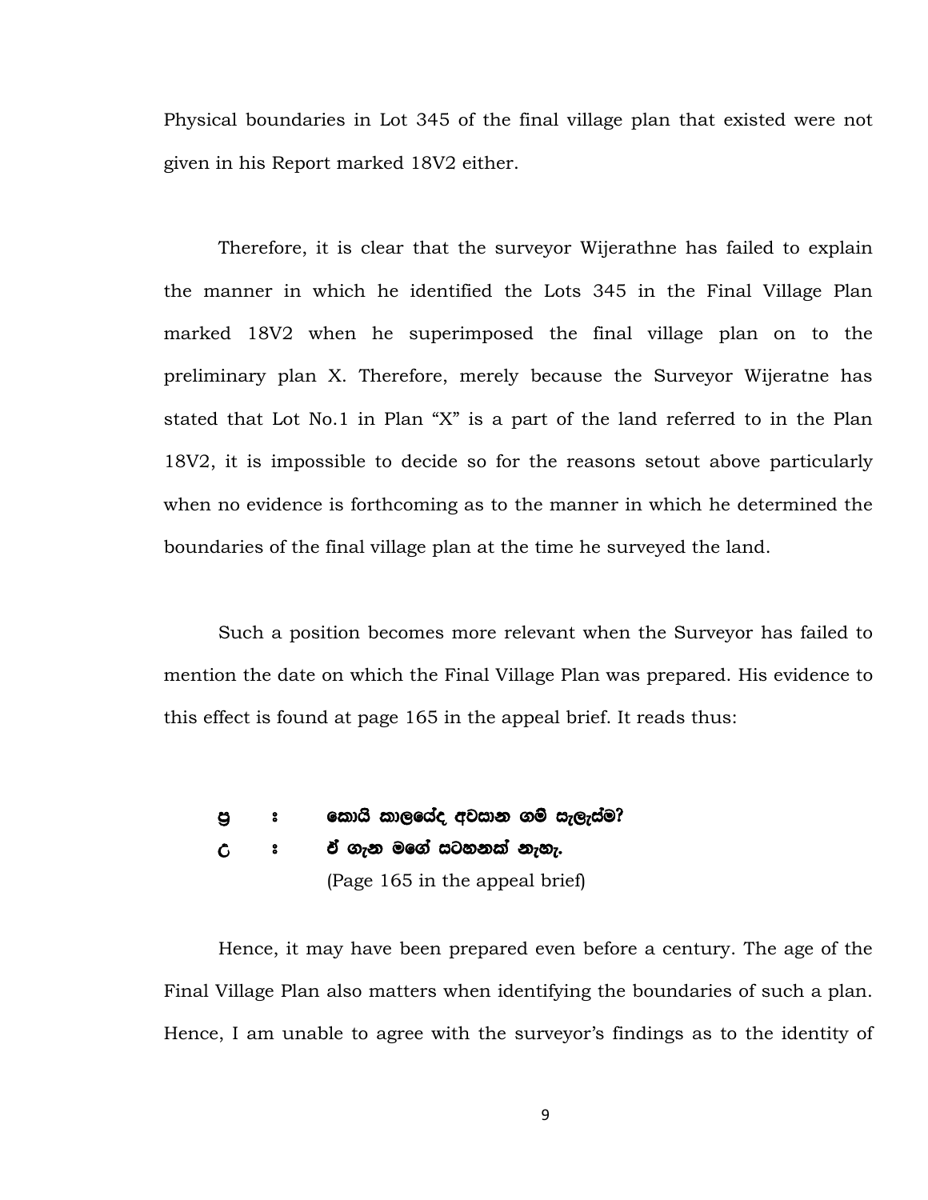Physical boundaries in Lot 345 of the final village plan that existed were not given in his Report marked 18V2 either.

Therefore, it is clear that the surveyor Wijerathne has failed to explain the manner in which he identified the Lots 345 in the Final Village Plan marked 18V2 when he superimposed the final village plan on to the preliminary plan X. Therefore, merely because the Surveyor Wijeratne has stated that Lot No.1 in Plan "X" is a part of the land referred to in the Plan 18V2, it is impossible to decide so for the reasons setout above particularly when no evidence is forthcoming as to the manner in which he determined the boundaries of the final village plan at the time he surveyed the land.

Such a position becomes more relevant when the Surveyor has failed to mention the date on which the Final Village Plan was prepared. His evidence to this effect is found at page 165 in the appeal brief. It reads thus:

ප්‍ර : කොයි කාලයේද අවසාන ගම් සැලැස්ම?

උ : ඒ ගැන මගේ සටහනක් නැහැ.

(Page 165 in the appeal brief)

Hence, it may have been prepared even before a century. The age of the Final Village Plan also matters when identifying the boundaries of such a plan. Hence, I am unable to agree with the surveyor's findings as to the identity of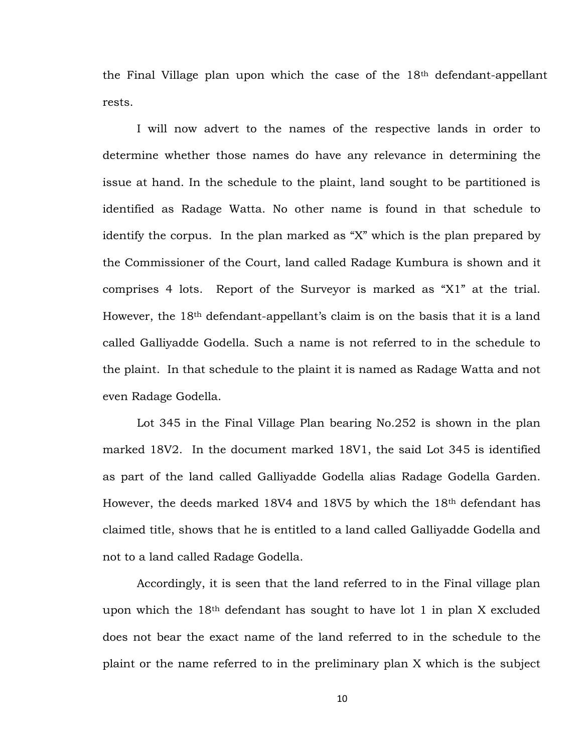the Final Village plan upon which the case of the 18th defendant-appellant rests.

I will now advert to the names of the respective lands in order to determine whether those names do have any relevance in determining the issue at hand. In the schedule to the plaint, land sought to be partitioned is identified as Radage Watta. No other name is found in that schedule to identify the corpus. In the plan marked as "X" which is the plan prepared by the Commissioner of the Court, land called Radage Kumbura is shown and it comprises 4 lots. Report of the Surveyor is marked as "X1" at the trial. However, the 18th defendant-appellant's claim is on the basis that it is a land called Galliyadde Godella. Such a name is not referred to in the schedule to the plaint. In that schedule to the plaint it is named as Radage Watta and not even Radage Godella.

Lot 345 in the Final Village Plan bearing No.252 is shown in the plan marked 18V2. In the document marked 18V1, the said Lot 345 is identified as part of the land called Galliyadde Godella alias Radage Godella Garden. However, the deeds marked 18V4 and 18V5 by which the 18th defendant has claimed title, shows that he is entitled to a land called Galliyadde Godella and not to a land called Radage Godella.

Accordingly, it is seen that the land referred to in the Final village plan upon which the 18th defendant has sought to have lot 1 in plan X excluded does not bear the exact name of the land referred to in the schedule to the plaint or the name referred to in the preliminary plan X which is the subject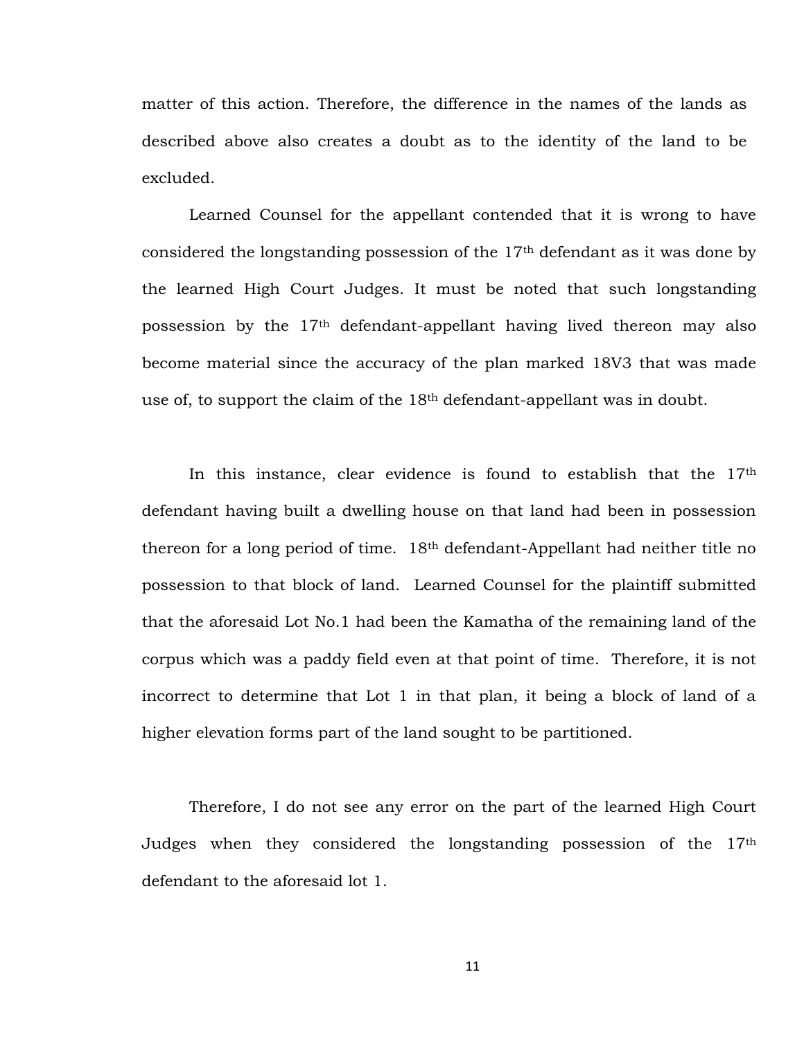matter of this action. Therefore, the difference in the names of the lands as described above also creates a doubt as to the identity of the land to be excluded.

Learned Counsel for the appellant contended that it is wrong to have considered the longstanding possession of the 17th defendant as it was done by the learned High Court Judges. It must be noted that such longstanding possession by the 17th defendant-appellant having lived thereon may also become material since the accuracy of the plan marked 18V3 that was made use of, to support the claim of the 18th defendant-appellant was in doubt.

In this instance, clear evidence is found to establish that the 17th defendant having built a dwelling house on that land had been in possession thereon for a long period of time. 18th defendant-Appellant had neither title no possession to that block of land. Learned Counsel for the plaintiff submitted that the aforesaid Lot No.1 had been the Kamatha of the remaining land of the corpus which was a paddy field even at that point of time. Therefore, it is not incorrect to determine that Lot 1 in that plan, it being a block of land of a higher elevation forms part of the land sought to be partitioned.

Therefore, I do not see any error on the part of the learned High Court Judges when they considered the longstanding possession of the 17th defendant to the aforesaid lot 1.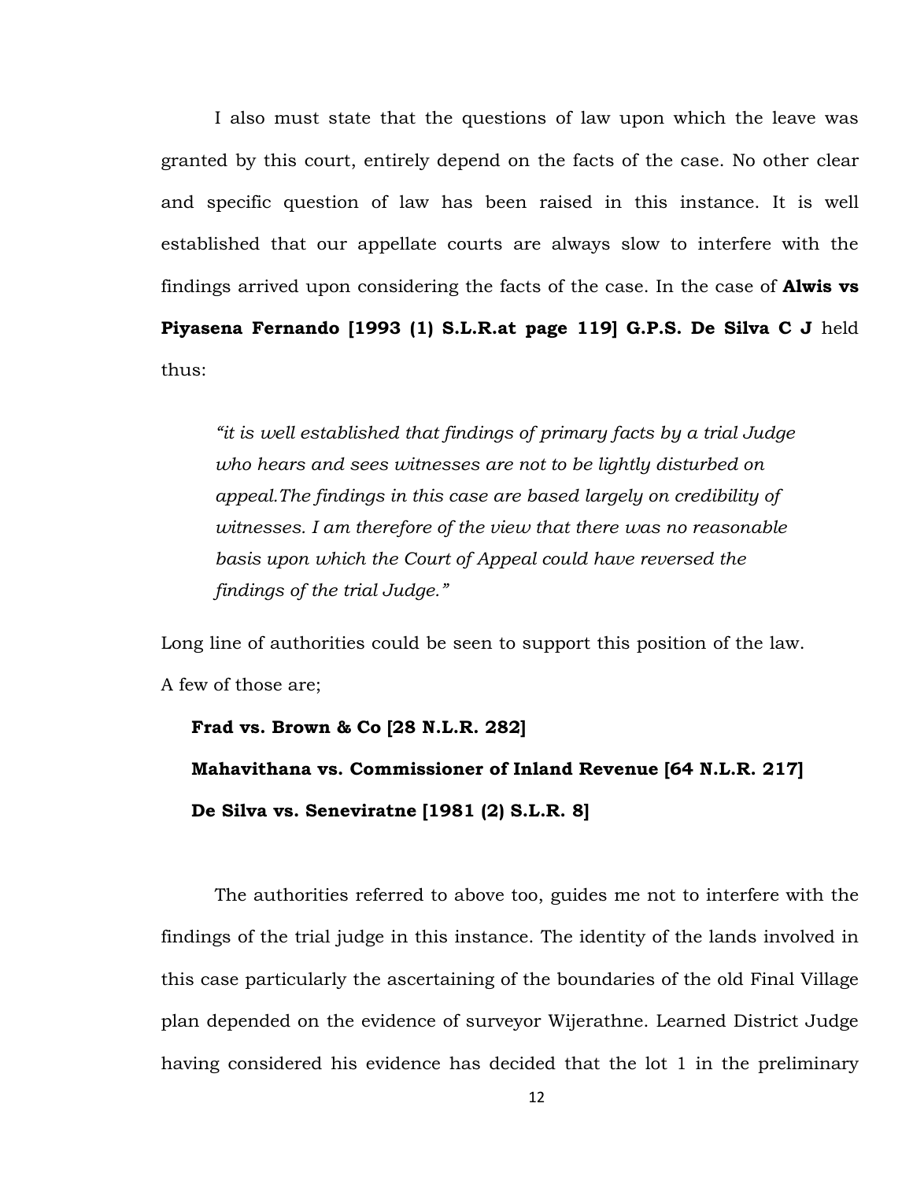I also must state that the questions of law upon which the leave was granted by this court, entirely depend on the facts of the case. No other clear and specific question of law has been raised in this instance. It is well established that our appellate courts are always slow to interfere with the findings arrived upon considering the facts of the case. In the case of **Alwis vs Piyasena Fernando [1993 (1) S.L.R.at page 119] G.P.S. De Silva C J** held thus:

> *"it is well established that findings of primary facts by a trial Judge who hears and sees witnesses are not to be lightly disturbed on appeal.The findings in this case are based largely on credibility of witnesses. I am therefore of the view that there was no reasonable basis upon which the Court of Appeal could have reversed the findings of the trial Judge."*

Long line of authorities could be seen to support this position of the law. A few of those are;

**Frad vs. Brown & Co [28 N.L.R. 282]**

**Mahavithana vs. Commissioner of Inland Revenue [64 N.L.R. 217]**

**De Silva vs. Seneviratne [1981 (2) S.L.R. 8]**

The authorities referred to above too, guides me not to interfere with the findings of the trial judge in this instance. The identity of the lands involved in this case particularly the ascertaining of the boundaries of the old Final Village plan depended on the evidence of surveyor Wijerathne. Learned District Judge having considered his evidence has decided that the lot 1 in the preliminary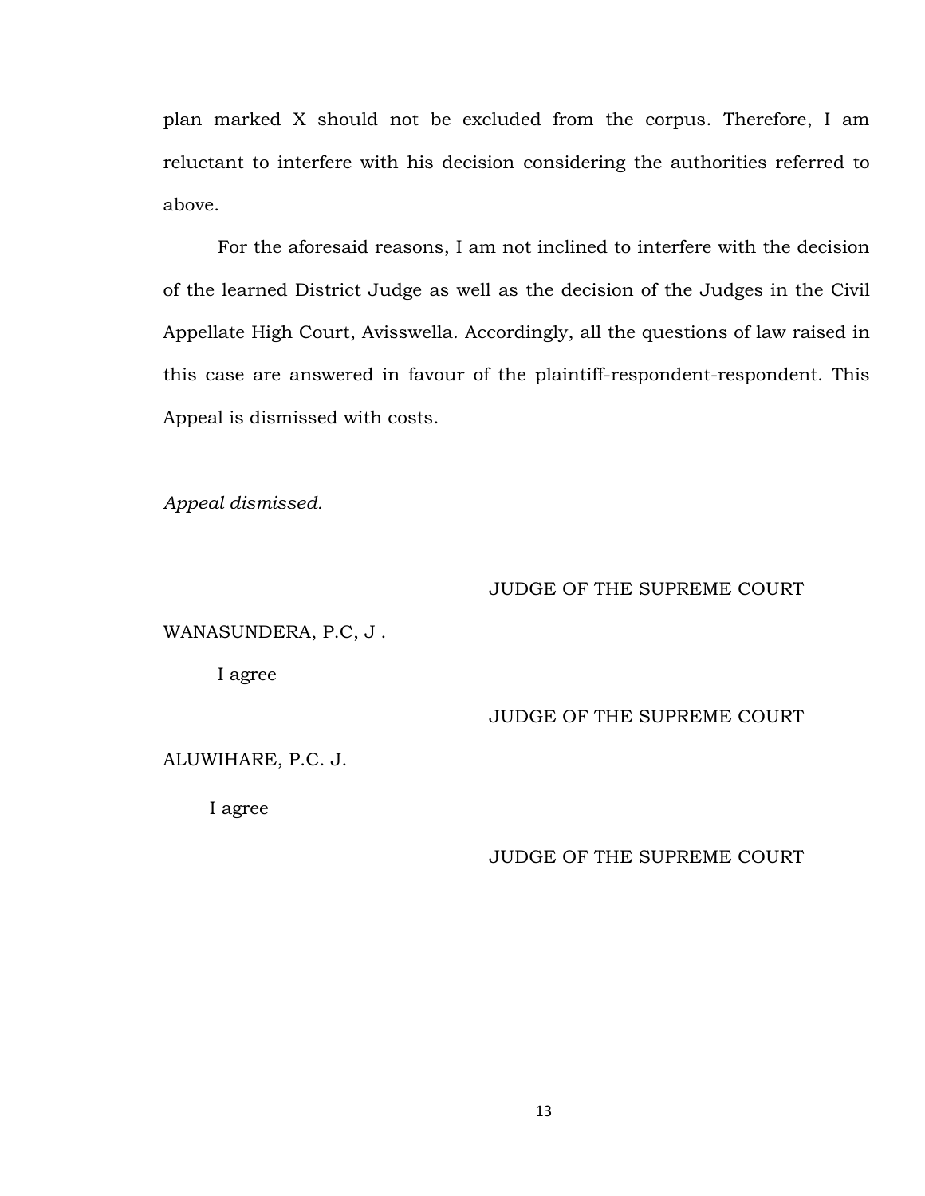plan marked X should not be excluded from the corpus. Therefore, I am reluctant to interfere with his decision considering the authorities referred to above.

For the aforesaid reasons, I am not inclined to interfere with the decision of the learned District Judge as well as the decision of the Judges in the Civil Appellate High Court, Avisswella. Accordingly, all the questions of law raised in this case are answered in favour of the plaintiff-respondent-respondent. This Appeal is dismissed with costs.

*Appeal dismissed.*

JUDGE OF THE SUPREME COURT

WANASUNDERA, P.C, J .

I agree

JUDGE OF THE SUPREME COURT

ALUWIHARE, P.C. J.

I agree

JUDGE OF THE SUPREME COURT